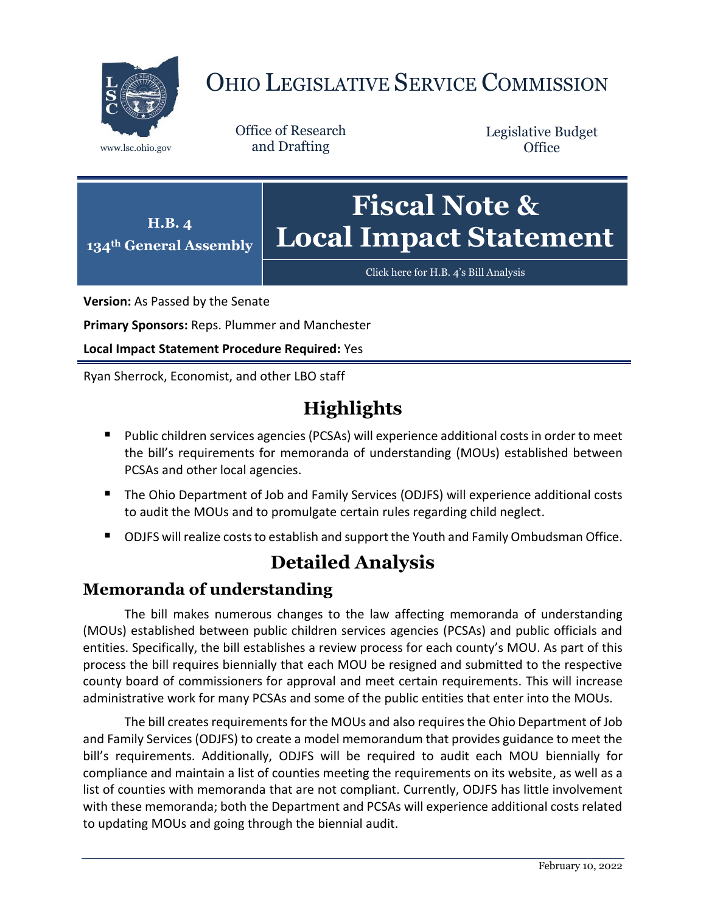# OHIO LEGISLATIVE SERVICE COMMISSION

www.lsc.ohio.gov

Office of Research and Drafting

Legislative Budget Office

**H.B. 4**
**134th General Assembly**

# Fiscal Note & Local Impact Statement

Click here for H.B. 4's Bill Analysis

**Version:** As Passed by the Senate

**Primary Sponsors:** Reps. Plummer and Manchester

**Local Impact Statement Procedure Required:** Yes

Ryan Sherrock, Economist, and other LBO staff

## Highlights

- Public children services agencies (PCSAs) will experience additional costs in order to meet the bill's requirements for memoranda of understanding (MOUs) established between PCSAs and other local agencies.
- The Ohio Department of Job and Family Services (ODJFS) will experience additional costs to audit the MOUs and to promulgate certain rules regarding child neglect.
- ODJFS will realize costs to establish and support the Youth and Family Ombudsman Office.

## Detailed Analysis

### Memoranda of understanding

The bill makes numerous changes to the law affecting memoranda of understanding (MOUs) established between public children services agencies (PCSAs) and public officials and entities. Specifically, the bill establishes a review process for each county's MOU. As part of this process the bill requires biennially that each MOU be resigned and submitted to the respective county board of commissioners for approval and meet certain requirements. This will increase administrative work for many PCSAs and some of the public entities that enter into the MOUs.

The bill creates requirements for the MOUs and also requires the Ohio Department of Job and Family Services (ODJFS) to create a model memorandum that provides guidance to meet the bill's requirements. Additionally, ODJFS will be required to audit each MOU biennially for compliance and maintain a list of counties meeting the requirements on its website, as well as a list of counties with memoranda that are not compliant. Currently, ODJFS has little involvement with these memoranda; both the Department and PCSAs will experience additional costs related to updating MOUs and going through the biennial audit.

February 10, 2022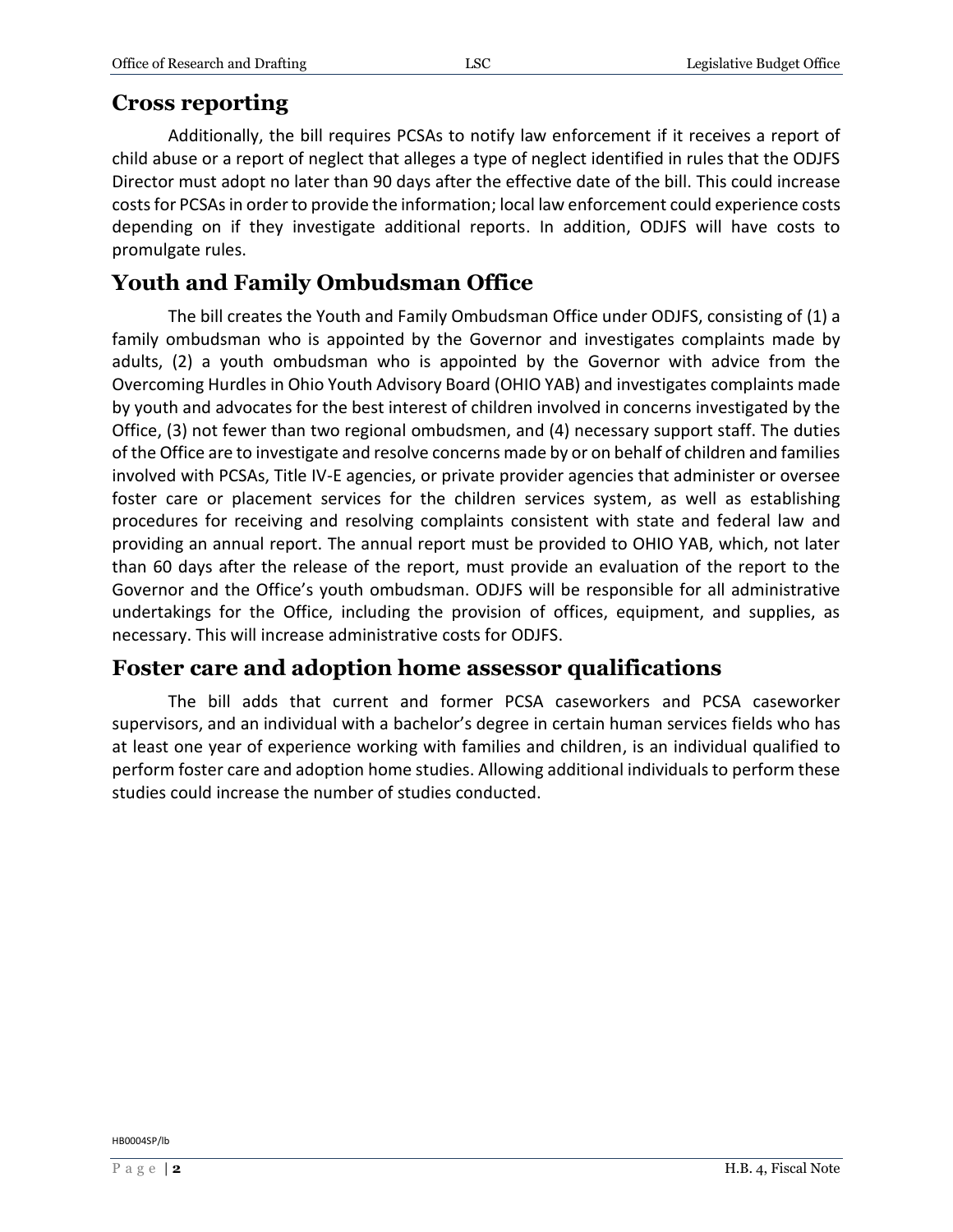## Cross reporting

Additionally, the bill requires PCSAs to notify law enforcement if it receives a report of child abuse or a report of neglect that alleges a type of neglect identified in rules that the ODJFS Director must adopt no later than 90 days after the effective date of the bill. This could increase costs for PCSAs in order to provide the information; local law enforcement could experience costs depending on if they investigate additional reports. In addition, ODJFS will have costs to promulgate rules.

## Youth and Family Ombudsman Office

The bill creates the Youth and Family Ombudsman Office under ODJFS, consisting of (1) a family ombudsman who is appointed by the Governor and investigates complaints made by adults, (2) a youth ombudsman who is appointed by the Governor with advice from the Overcoming Hurdles in Ohio Youth Advisory Board (OHIO YAB) and investigates complaints made by youth and advocates for the best interest of children involved in concerns investigated by the Office, (3) not fewer than two regional ombudsmen, and (4) necessary support staff. The duties of the Office are to investigate and resolve concerns made by or on behalf of children and families involved with PCSAs, Title IV-E agencies, or private provider agencies that administer or oversee foster care or placement services for the children services system, as well as establishing procedures for receiving and resolving complaints consistent with state and federal law and providing an annual report. The annual report must be provided to OHIO YAB, which, not later than 60 days after the release of the report, must provide an evaluation of the report to the Governor and the Office's youth ombudsman. ODJFS will be responsible for all administrative undertakings for the Office, including the provision of offices, equipment, and supplies, as necessary. This will increase administrative costs for ODJFS.

## Foster care and adoption home assessor qualifications

The bill adds that current and former PCSA caseworkers and PCSA caseworker supervisors, and an individual with a bachelor's degree in certain human services fields who has at least one year of experience working with families and children, is an individual qualified to perform foster care and adoption home studies. Allowing additional individuals to perform these studies could increase the number of studies conducted.

HB0004SP/lb